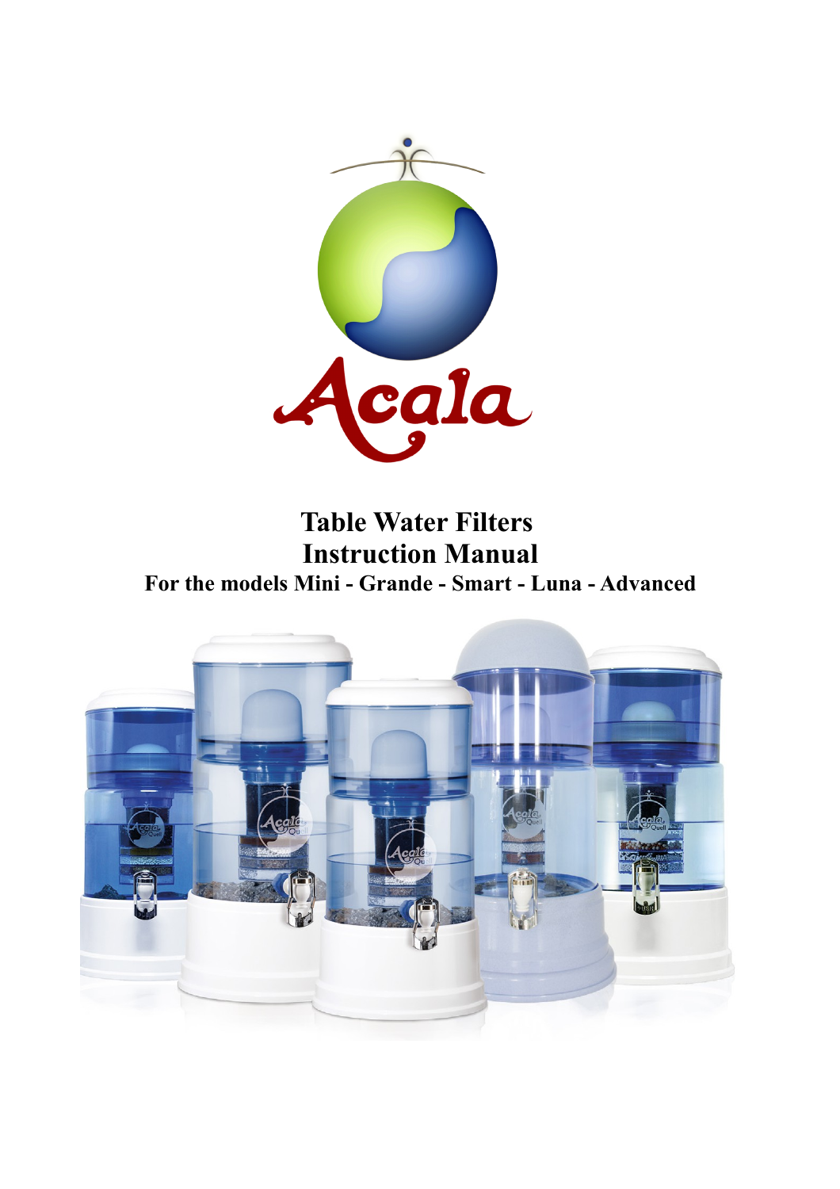# Table Water Filters
# Instruction Manual
## For the models Mini - Grande - Smart - Luna - Advanced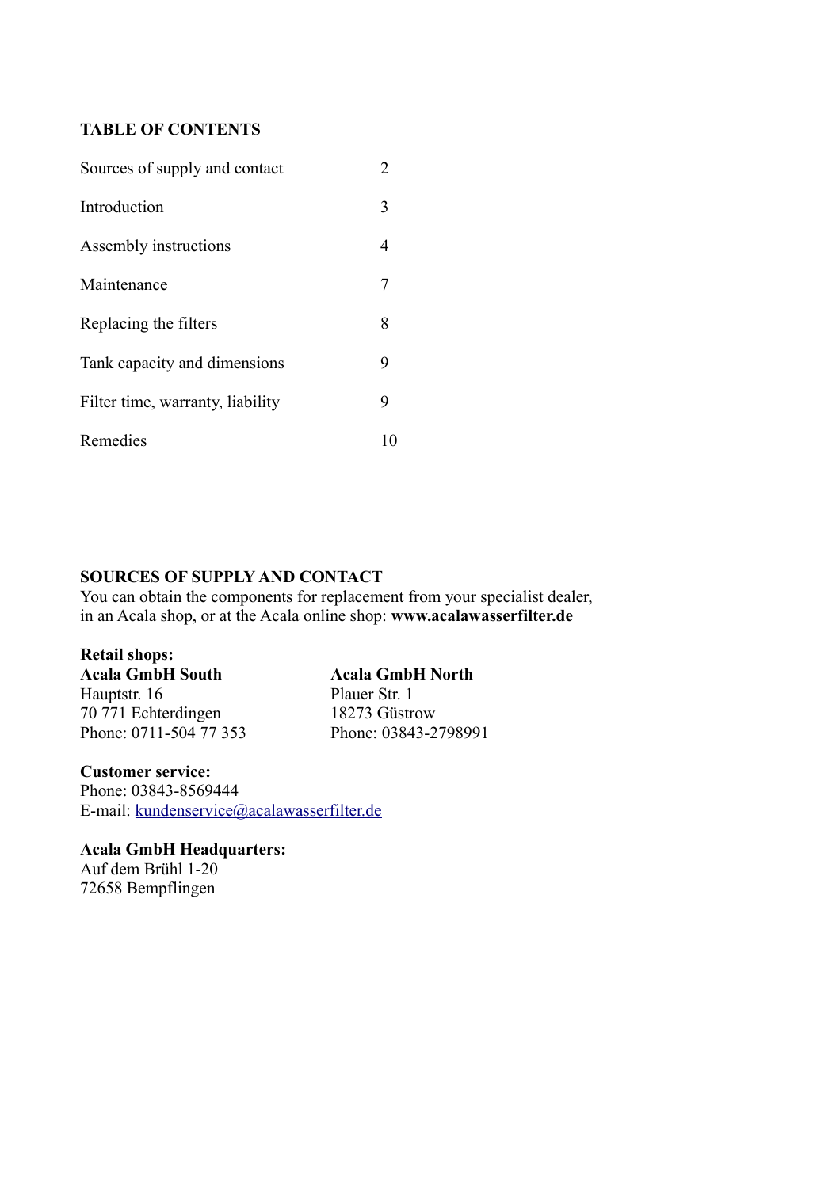## TABLE OF CONTENTS

| | |
|---|---|
| Sources of supply and contact | 2 |
| Introduction | 3 |
| Assembly instructions | 4 |
| Maintenance | 7 |
| Replacing the filters | 8 |
| Tank capacity and dimensions | 9 |
| Filter time, warranty, liability | 9 |
| Remedies | 10 |

## SOURCES OF SUPPLY AND CONTACT

You can obtain the components for replacement from your specialist dealer, in an Acala shop, or at the Acala online shop: **www.acalawasserfilter.de**

**Retail shops:**

**Acala GmbH South**
Hauptstr. 16
70 771 Echterdingen
Phone: 0711-504 77 353

**Acala GmbH North**
Plauer Str. 1
18273 Güstrow
Phone: 03843-2798991

**Customer service:**
Phone: 03843-8569444
E-mail: kundenservice@acalawasserfilter.de

**Acala GmbH Headquarters:**
Auf dem Brühl 1-20
72658 Bempflingen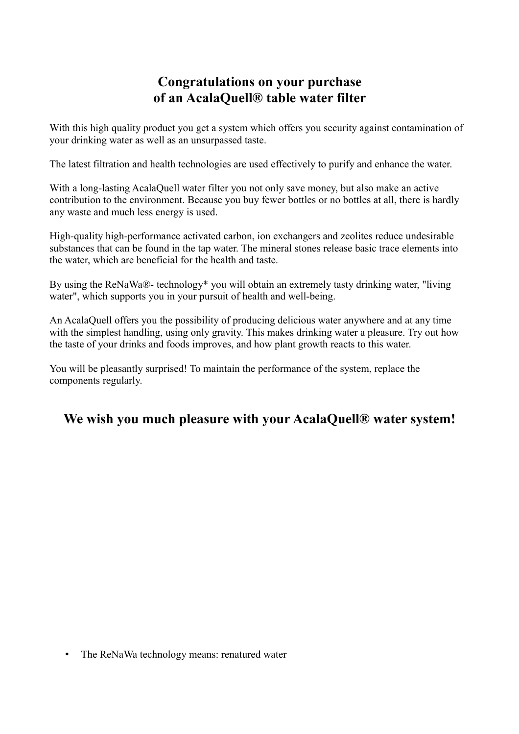# Congratulations on your purchase of an AcalaQuell® table water filter

With this high quality product you get a system which offers you security against contamination of your drinking water as well as an unsurpassed taste.

The latest filtration and health technologies are used effectively to purify and enhance the water.

With a long-lasting AcalaQuell water filter you not only save money, but also make an active contribution to the environment. Because you buy fewer bottles or no bottles at all, there is hardly any waste and much less energy is used.

High-quality high-performance activated carbon, ion exchangers and zeolites reduce undesirable substances that can be found in the tap water. The mineral stones release basic trace elements into the water, which are beneficial for the health and taste.

By using the ReNaWa®- technology* you will obtain an extremely tasty drinking water, "living water", which supports you in your pursuit of health and well-being.

An AcalaQuell offers you the possibility of producing delicious water anywhere and at any time with the simplest handling, using only gravity. This makes drinking water a pleasure. Try out how the taste of your drinks and foods improves, and how plant growth reacts to this water.

You will be pleasantly surprised! To maintain the performance of the system, replace the components regularly.

## We wish you much pleasure with your AcalaQuell® water system!

- The ReNaWa technology means: renatured water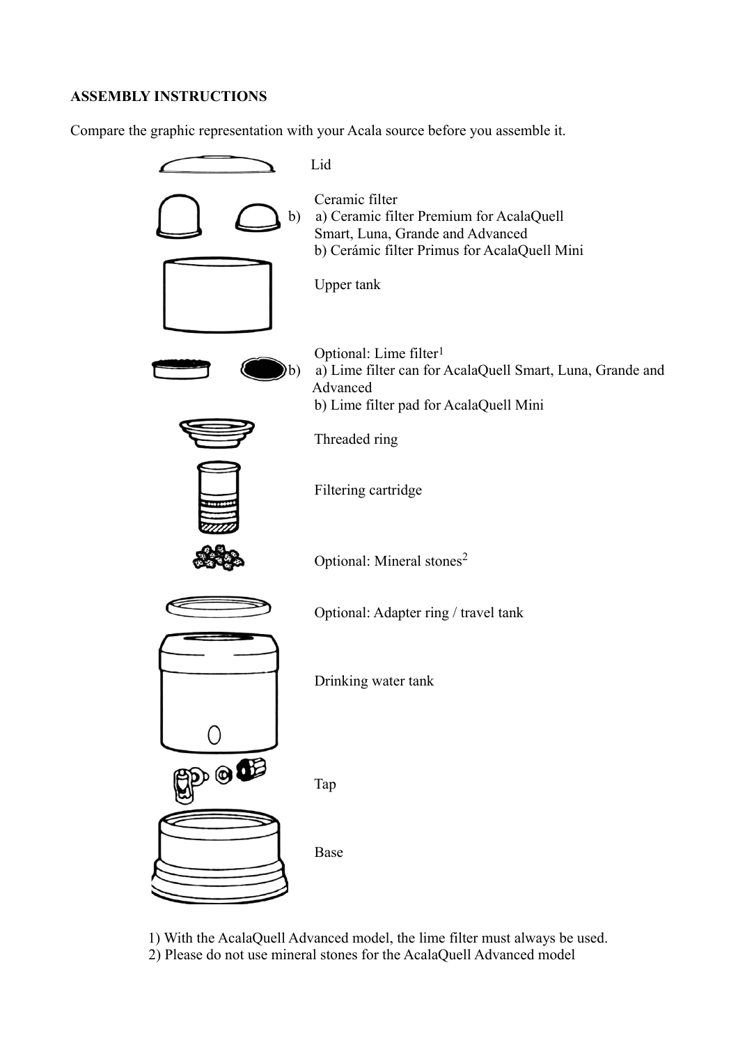**ASSEMBLY INSTRUCTIONS**

Compare the graphic representation with your Acala source before you assemble it.

Lid

Ceramic filter
b) a) Ceramic filter Premium for AcalaQuell Smart, Luna, Grande and Advanced
b) Cerámic filter Primus for AcalaQuell Mini

Upper tank

Optional: Lime filter[1]
b) a) Lime filter can for AcalaQuell Smart, Luna, Grande and Advanced
b) Lime filter pad for AcalaQuell Mini

Threaded ring

Filtering cartridge

Optional: Mineral stones[2]

Optional: Adapter ring / travel tank

Drinking water tank

Tap

Base

1) With the AcalaQuell Advanced model, the lime filter must always be used.
2) Please do not use mineral stones for the AcalaQuell Advanced model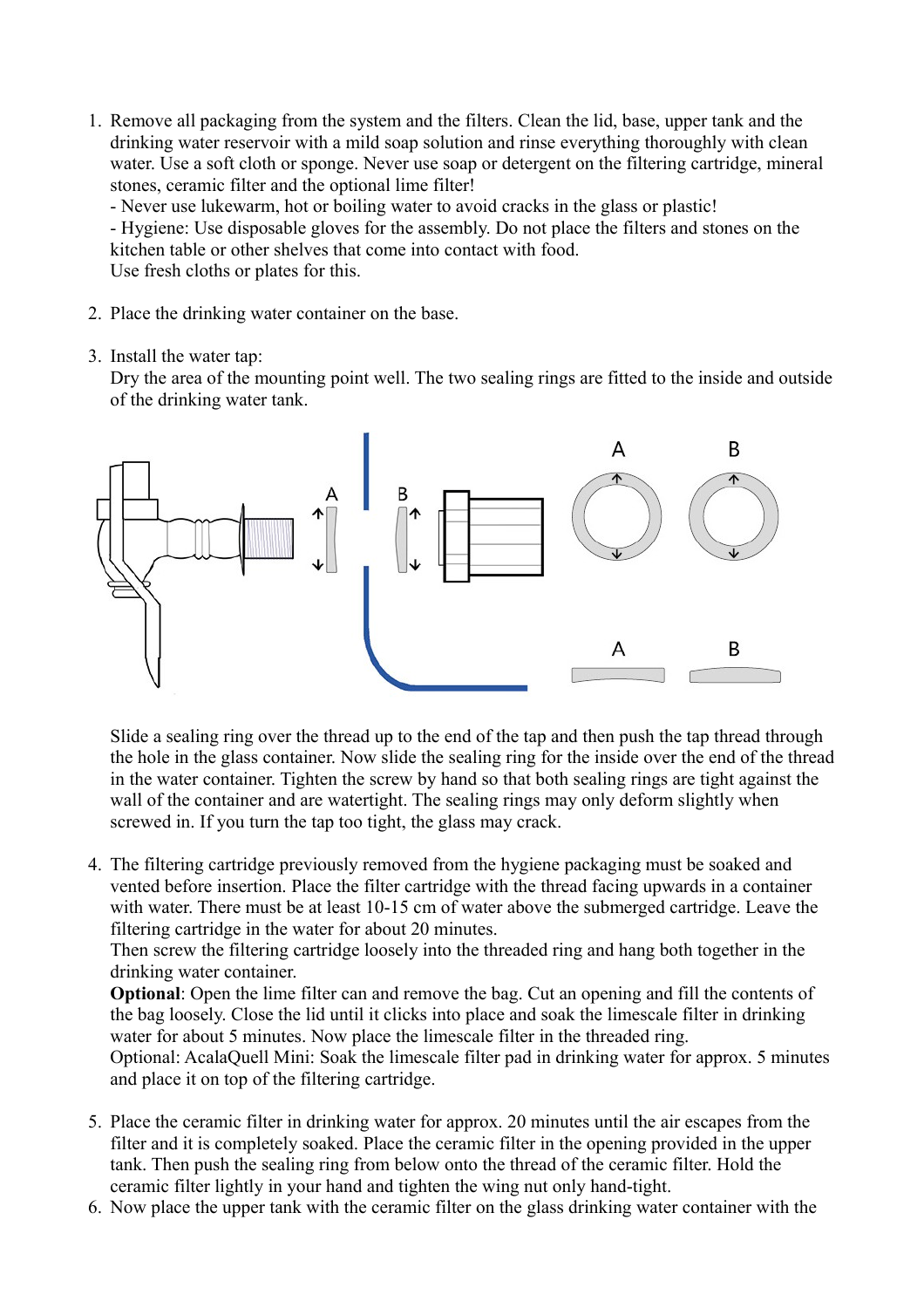1. Remove all packaging from the system and the filters. Clean the lid, base, upper tank and the drinking water reservoir with a mild soap solution and rinse everything thoroughly with clean water. Use a soft cloth or sponge. Never use soap or detergent on the filtering cartridge, mineral stones, ceramic filter and the optional lime filter!
   - Never use lukewarm, hot or boiling water to avoid cracks in the glass or plastic!
   - Hygiene: Use disposable gloves for the assembly. Do not place the filters and stones on the kitchen table or other shelves that come into contact with food.
   Use fresh cloths or plates for this.

2. Place the drinking water container on the base.

3. Install the water tap:
   Dry the area of the mounting point well. The two sealing rings are fitted to the inside and outside of the drinking water tank.

   Slide a sealing ring over the thread up to the end of the tap and then push the tap thread through the hole in the glass container. Now slide the sealing ring for the inside over the end of the thread in the water container. Tighten the screw by hand so that both sealing rings are tight against the wall of the container and are watertight. The sealing rings may only deform slightly when screwed in. If you turn the tap too tight, the glass may crack.

4. The filtering cartridge previously removed from the hygiene packaging must be soaked and vented before insertion. Place the filter cartridge with the thread facing upwards in a container with water. There must be at least 10-15 cm of water above the submerged cartridge. Leave the filtering cartridge in the water for about 20 minutes.
   Then screw the filtering cartridge loosely into the threaded ring and hang both together in the drinking water container.
   **Optional**: Open the lime filter can and remove the bag. Cut an opening and fill the contents of the bag loosely. Close the lid until it clicks into place and soak the limescale filter in drinking water for about 5 minutes. Now place the limescale filter in the threaded ring.
   Optional: AcalaQuell Mini: Soak the limescale filter pad in drinking water for approx. 5 minutes and place it on top of the filtering cartridge.

5. Place the ceramic filter in drinking water for approx. 20 minutes until the air escapes from the filter and it is completely soaked. Place the ceramic filter in the opening provided in the upper tank. Then push the sealing ring from below onto the thread of the ceramic filter. Hold the ceramic filter lightly in your hand and tighten the wing nut only hand-tight.
6. Now place the upper tank with the ceramic filter on the glass drinking water container with the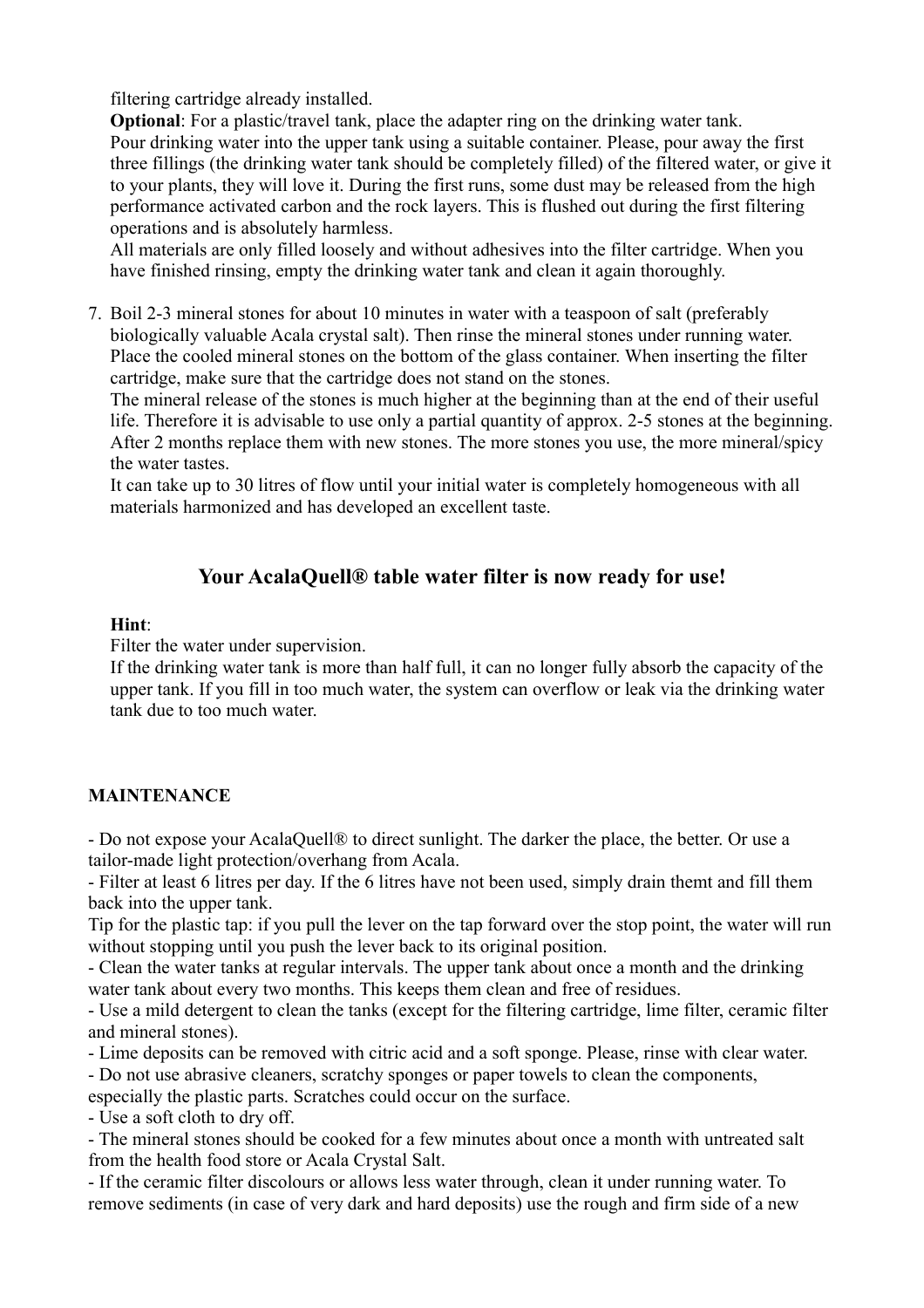filtering cartridge already installed.
**Optional**: For a plastic/travel tank, place the adapter ring on the drinking water tank.
Pour drinking water into the upper tank using a suitable container. Please, pour away the first three fillings (the drinking water tank should be completely filled) of the filtered water, or give it to your plants, they will love it. During the first runs, some dust may be released from the high performance activated carbon and the rock layers. This is flushed out during the first filtering operations and is absolutely harmless.
All materials are only filled loosely and without adhesives into the filter cartridge. When you have finished rinsing, empty the drinking water tank and clean it again thoroughly.

7. Boil 2-3 mineral stones for about 10 minutes in water with a teaspoon of salt (preferably biologically valuable Acala crystal salt). Then rinse the mineral stones under running water. Place the cooled mineral stones on the bottom of the glass container. When inserting the filter cartridge, make sure that the cartridge does not stand on the stones.
The mineral release of the stones is much higher at the beginning than at the end of their useful life. Therefore it is advisable to use only a partial quantity of approx. 2-5 stones at the beginning. After 2 months replace them with new stones. The more stones you use, the more mineral/spicy the water tastes.
It can take up to 30 litres of flow until your initial water is completely homogeneous with all materials harmonized and has developed an excellent taste.

## Your AcalaQuell® table water filter is now ready for use!

**Hint**:
Filter the water under supervision.
If the drinking water tank is more than half full, it can no longer fully absorb the capacity of the upper tank. If you fill in too much water, the system can overflow or leak via the drinking water tank due to too much water.

## MAINTENANCE

- Do not expose your AcalaQuell® to direct sunlight. The darker the place, the better. Or use a tailor-made light protection/overhang from Acala.
- Filter at least 6 litres per day. If the 6 litres have not been used, simply drain themt and fill them back into the upper tank.

Tip for the plastic tap: if you pull the lever on the tap forward over the stop point, the water will run without stopping until you push the lever back to its original position.

- Clean the water tanks at regular intervals. The upper tank about once a month and the drinking water tank about every two months. This keeps them clean and free of residues.
- Use a mild detergent to clean the tanks (except for the filtering cartridge, lime filter, ceramic filter and mineral stones).
- Lime deposits can be removed with citric acid and a soft sponge. Please, rinse with clear water.
- Do not use abrasive cleaners, scratchy sponges or paper towels to clean the components, especially the plastic parts. Scratches could occur on the surface.
- Use a soft cloth to dry off.
- The mineral stones should be cooked for a few minutes about once a month with untreated salt from the health food store or Acala Crystal Salt.
- If the ceramic filter discolours or allows less water through, clean it under running water. To remove sediments (in case of very dark and hard deposits) use the rough and firm side of a new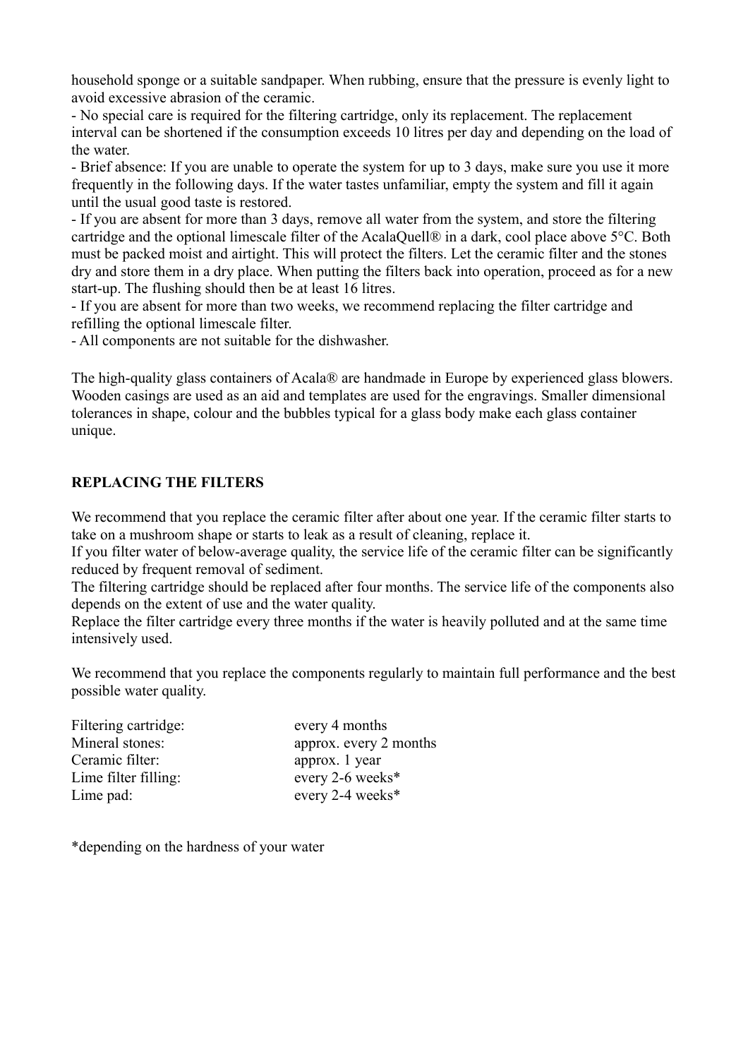household sponge or a suitable sandpaper. When rubbing, ensure that the pressure is evenly light to avoid excessive abrasion of the ceramic.

- No special care is required for the filtering cartridge, only its replacement. The replacement interval can be shortened if the consumption exceeds 10 litres per day and depending on the load of the water.
- Brief absence: If you are unable to operate the system for up to 3 days, make sure you use it more frequently in the following days. If the water tastes unfamiliar, empty the system and fill it again until the usual good taste is restored.
- If you are absent for more than 3 days, remove all water from the system, and store the filtering cartridge and the optional limescale filter of the AcalaQuell® in a dark, cool place above 5°C. Both must be packed moist and airtight. This will protect the filters. Let the ceramic filter and the stones dry and store them in a dry place. When putting the filters back into operation, proceed as for a new start-up. The flushing should then be at least 16 litres.
- If you are absent for more than two weeks, we recommend replacing the filter cartridge and refilling the optional limescale filter.
- All components are not suitable for the dishwasher.

The high-quality glass containers of Acala® are handmade in Europe by experienced glass blowers. Wooden casings are used as an aid and templates are used for the engravings. Smaller dimensional tolerances in shape, colour and the bubbles typical for a glass body make each glass container unique.

## REPLACING THE FILTERS

We recommend that you replace the ceramic filter after about one year. If the ceramic filter starts to take on a mushroom shape or starts to leak as a result of cleaning, replace it.

If you filter water of below-average quality, the service life of the ceramic filter can be significantly reduced by frequent removal of sediment.

The filtering cartridge should be replaced after four months. The service life of the components also depends on the extent of use and the water quality.

Replace the filter cartridge every three months if the water is heavily polluted and at the same time intensively used.

We recommend that you replace the components regularly to maintain full performance and the best possible water quality.

| | |
|---|---|
| Filtering cartridge: | every 4 months |
| Mineral stones: | approx. every 2 months |
| Ceramic filter: | approx. 1 year |
| Lime filter filling: | every 2-6 weeks* |
| Lime pad: | every 2-4 weeks* |

*depending on the hardness of your water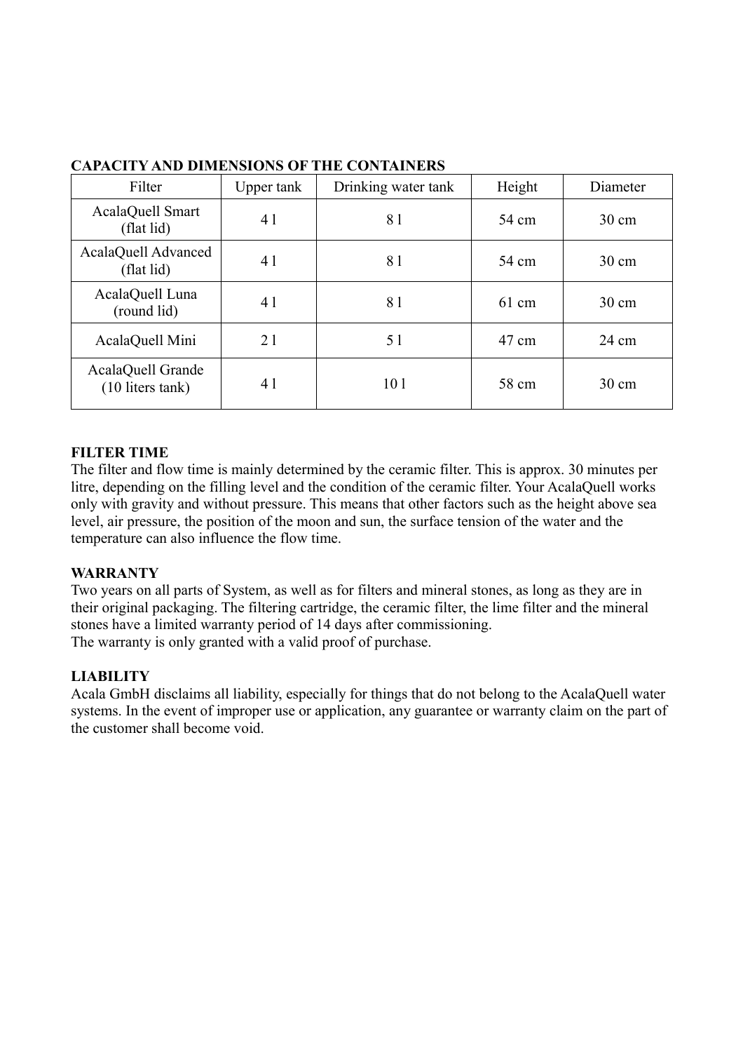## CAPACITY AND DIMENSIONS OF THE CONTAINERS

| Filter | Upper tank | Drinking water tank | Height | Diameter |
|---|---|---|---|---|
| AcalaQuell Smart (flat lid) | 4 l | 8 l | 54 cm | 30 cm |
| AcalaQuell Advanced (flat lid) | 4 l | 8 l | 54 cm | 30 cm |
| AcalaQuell Luna (round lid) | 4 l | 8 l | 61 cm | 30 cm |
| AcalaQuell Mini | 2 l | 5 l | 47 cm | 24 cm |
| AcalaQuell Grande (10 liters tank) | 4 l | 10 l | 58 cm | 30 cm |

## FILTER TIME

The filter and flow time is mainly determined by the ceramic filter. This is approx. 30 minutes per litre, depending on the filling level and the condition of the ceramic filter. Your AcalaQuell works only with gravity and without pressure. This means that other factors such as the height above sea level, air pressure, the position of the moon and sun, the surface tension of the water and the temperature can also influence the flow time.

## WARRANTY

Two years on all parts of System, as well as for filters and mineral stones, as long as they are in their original packaging. The filtering cartridge, the ceramic filter, the lime filter and the mineral stones have a limited warranty period of 14 days after commissioning.
The warranty is only granted with a valid proof of purchase.

## LIABILITY

Acala GmbH disclaims all liability, especially for things that do not belong to the AcalaQuell water systems. In the event of improper use or application, any guarantee or warranty claim on the part of the customer shall become void.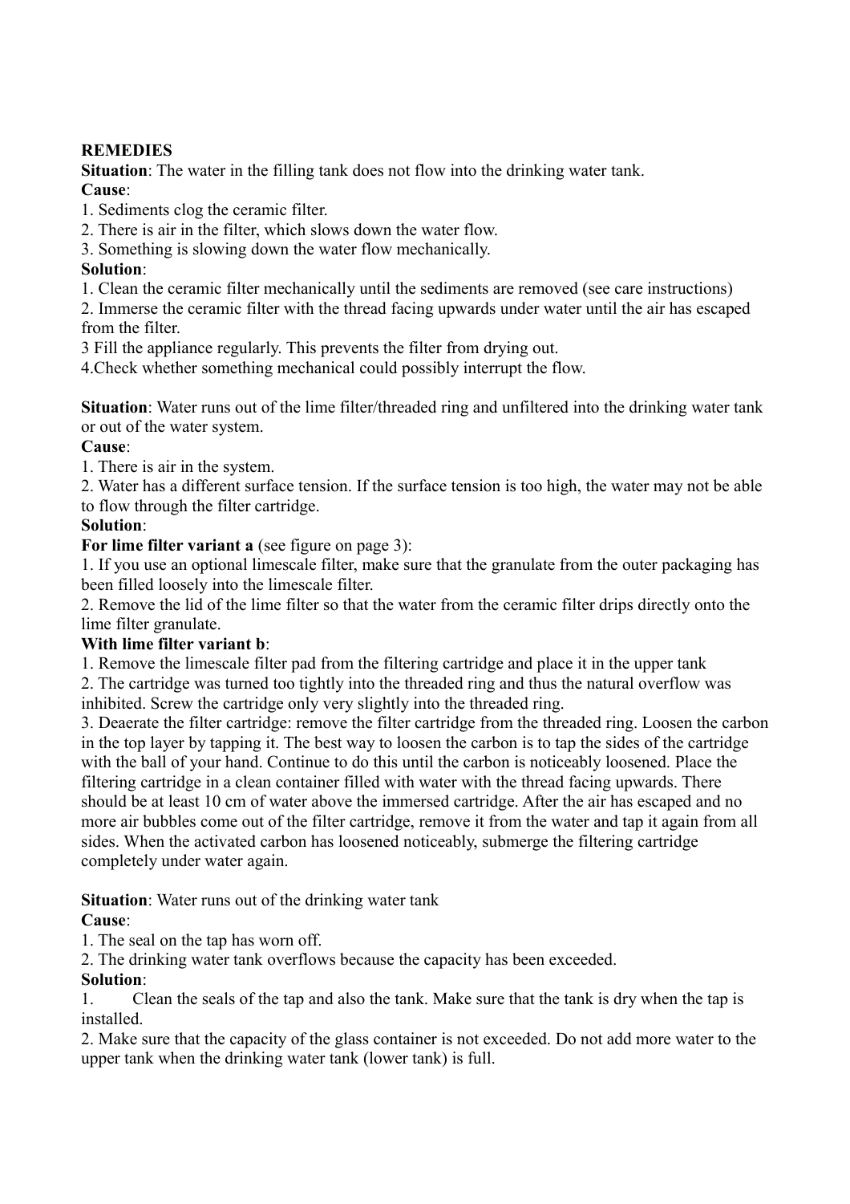**REMEDIES**

**Situation**: The water in the filling tank does not flow into the drinking water tank.

**Cause**:

1. Sediments clog the ceramic filter.
2. There is air in the filter, which slows down the water flow.
3. Something is slowing down the water flow mechanically.

**Solution**:

1. Clean the ceramic filter mechanically until the sediments are removed (see care instructions)
2. Immerse the ceramic filter with the thread facing upwards under water until the air has escaped from the filter.

3 Fill the appliance regularly. This prevents the filter from drying out.

4.Check whether something mechanical could possibly interrupt the flow.

**Situation**: Water runs out of the lime filter/threaded ring and unfiltered into the drinking water tank or out of the water system.

**Cause**:

1. There is air in the system.
2. Water has a different surface tension. If the surface tension is too high, the water may not be able to flow through the filter cartridge.

**Solution**:

**For lime filter variant a** (see figure on page 3):

1. If you use an optional limescale filter, make sure that the granulate from the outer packaging has been filled loosely into the limescale filter.
2. Remove the lid of the lime filter so that the water from the ceramic filter drips directly onto the lime filter granulate.

**With lime filter variant b**:

1. Remove the limescale filter pad from the filtering cartridge and place it in the upper tank
2. The cartridge was turned too tightly into the threaded ring and thus the natural overflow was inhibited. Screw the cartridge only very slightly into the threaded ring.
3. Deaerate the filter cartridge: remove the filter cartridge from the threaded ring. Loosen the carbon in the top layer by tapping it. The best way to loosen the carbon is to tap the sides of the cartridge with the ball of your hand. Continue to do this until the carbon is noticeably loosened. Place the filtering cartridge in a clean container filled with water with the thread facing upwards. There should be at least 10 cm of water above the immersed cartridge. After the air has escaped and no more air bubbles come out of the filter cartridge, remove it from the water and tap it again from all sides. When the activated carbon has loosened noticeably, submerge the filtering cartridge completely under water again.

**Situation**: Water runs out of the drinking water tank

**Cause**:

1. The seal on the tap has worn off.
2. The drinking water tank overflows because the capacity has been exceeded.

**Solution**:

1. Clean the seals of the tap and also the tank. Make sure that the tank is dry when the tap is installed.
2. Make sure that the capacity of the glass container is not exceeded. Do not add more water to the upper tank when the drinking water tank (lower tank) is full.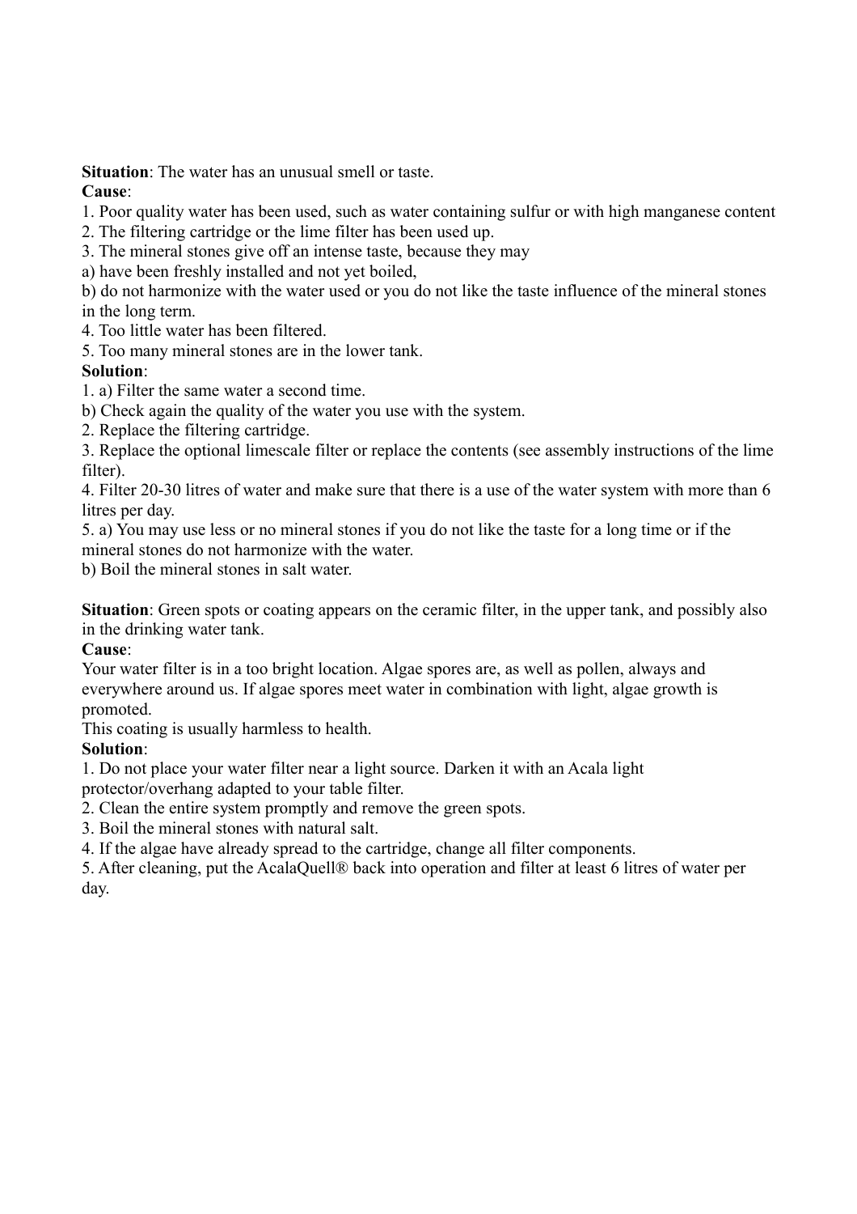**Situation**: The water has an unusual smell or taste.

**Cause**:

1. Poor quality water has been used, such as water containing sulfur or with high manganese content
2. The filtering cartridge or the lime filter has been used up.
3. The mineral stones give off an intense taste, because they may

a) have been freshly installed and not yet boiled,

b) do not harmonize with the water used or you do not like the taste influence of the mineral stones in the long term.

4. Too little water has been filtered.
5. Too many mineral stones are in the lower tank.

**Solution**:

1. a) Filter the same water a second time.

b) Check again the quality of the water you use with the system.

2. Replace the filtering cartridge.
3. Replace the optional limescale filter or replace the contents (see assembly instructions of the lime filter).
4. Filter 20-30 litres of water and make sure that there is a use of the water system with more than 6 litres per day.
5. a) You may use less or no mineral stones if you do not like the taste for a long time or if the mineral stones do not harmonize with the water.

b) Boil the mineral stones in salt water.

**Situation**: Green spots or coating appears on the ceramic filter, in the upper tank, and possibly also in the drinking water tank.

**Cause**:

Your water filter is in a too bright location. Algae spores are, as well as pollen, always and everywhere around us. If algae spores meet water in combination with light, algae growth is promoted.

This coating is usually harmless to health.

**Solution**:

1. Do not place your water filter near a light source. Darken it with an Acala light protector/overhang adapted to your table filter.
2. Clean the entire system promptly and remove the green spots.
3. Boil the mineral stones with natural salt.
4. If the algae have already spread to the cartridge, change all filter components.
5. After cleaning, put the AcalaQuell® back into operation and filter at least 6 litres of water per day.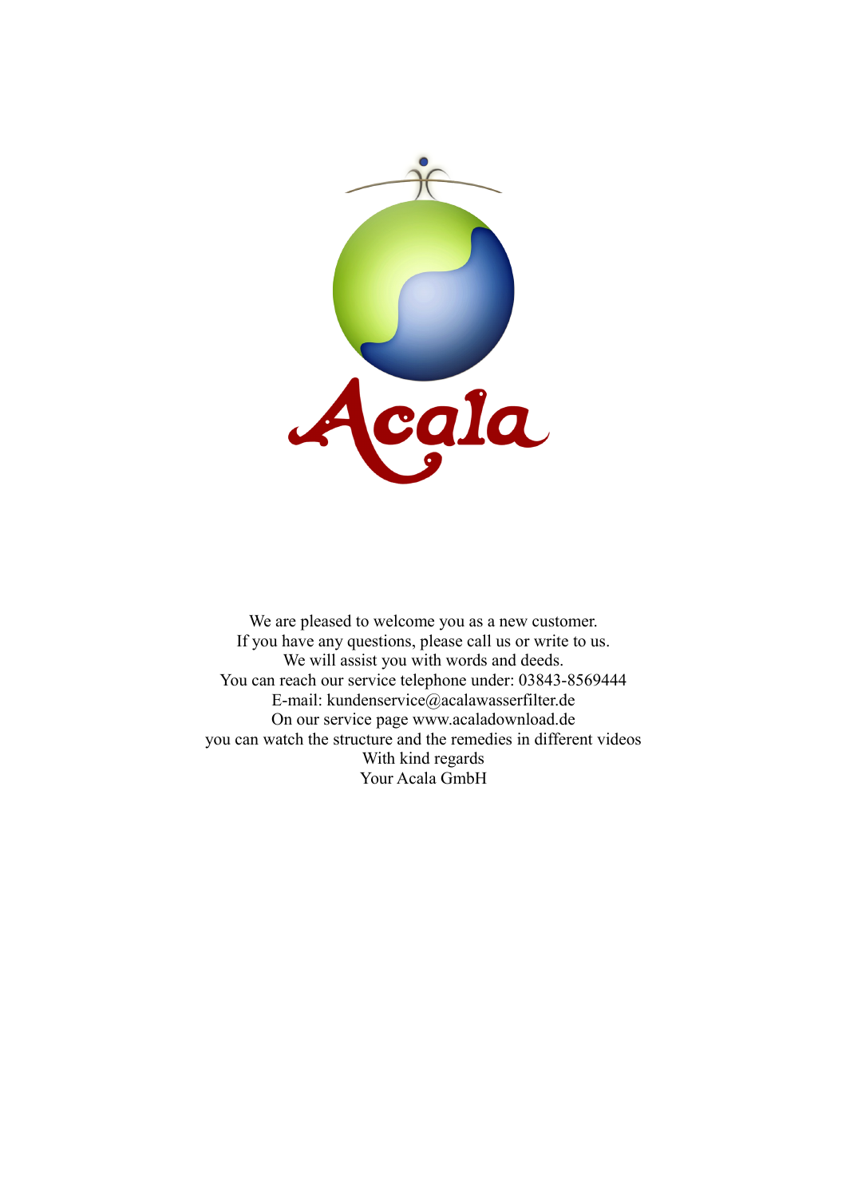Acala

We are pleased to welcome you as a new customer.
If you have any questions, please call us or write to us.
We will assist you with words and deeds.
You can reach our service telephone under: 03843-8569444
E-mail: kundenservice@acalawasserfilter.de
On our service page www.acaladownload.de
you can watch the structure and the remedies in different videos
With kind regards
Your Acala GmbH